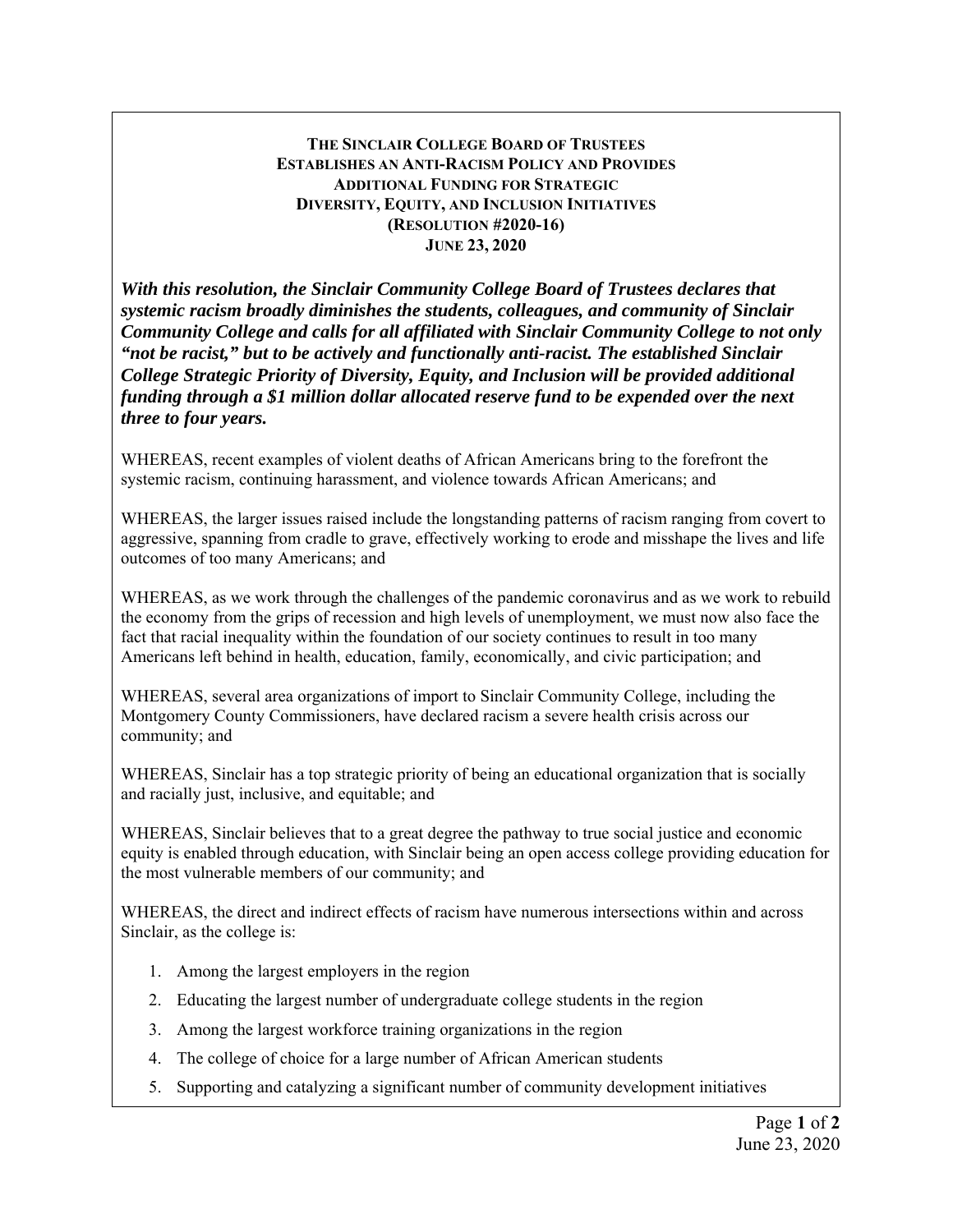# THE SINCLAIR COLLEGE BOARD OF TRUSTEES ESTABLISHES AN ANTI-RACISM POLICY AND PROVIDES ADDITIONAL FUNDING FOR STRATEGIC DIVERSITY, EQUITY, AND INCLUSION INITIATIVES (RESOLUTION #2020-16) JUNE 23, 2020

***With this resolution, the Sinclair Community College Board of Trustees declares that systemic racism broadly diminishes the students, colleagues, and community of Sinclair Community College and calls for all affiliated with Sinclair Community College to not only "not be racist," but to be actively and functionally anti-racist. The established Sinclair College Strategic Priority of Diversity, Equity, and Inclusion will be provided additional funding through a $1 million dollar allocated reserve fund to be expended over the next three to four years.***

WHEREAS, recent examples of violent deaths of African Americans bring to the forefront the systemic racism, continuing harassment, and violence towards African Americans; and

WHEREAS, the larger issues raised include the longstanding patterns of racism ranging from covert to aggressive, spanning from cradle to grave, effectively working to erode and misshape the lives and life outcomes of too many Americans; and

WHEREAS, as we work through the challenges of the pandemic coronavirus and as we work to rebuild the economy from the grips of recession and high levels of unemployment, we must now also face the fact that racial inequality within the foundation of our society continues to result in too many Americans left behind in health, education, family, economically, and civic participation; and

WHEREAS, several area organizations of import to Sinclair Community College, including the Montgomery County Commissioners, have declared racism a severe health crisis across our community; and

WHEREAS, Sinclair has a top strategic priority of being an educational organization that is socially and racially just, inclusive, and equitable; and

WHEREAS, Sinclair believes that to a great degree the pathway to true social justice and economic equity is enabled through education, with Sinclair being an open access college providing education for the most vulnerable members of our community; and

WHEREAS, the direct and indirect effects of racism have numerous intersections within and across Sinclair, as the college is:

1. Among the largest employers in the region
2. Educating the largest number of undergraduate college students in the region
3. Among the largest workforce training organizations in the region
4. The college of choice for a large number of African American students
5. Supporting and catalyzing a significant number of community development initiatives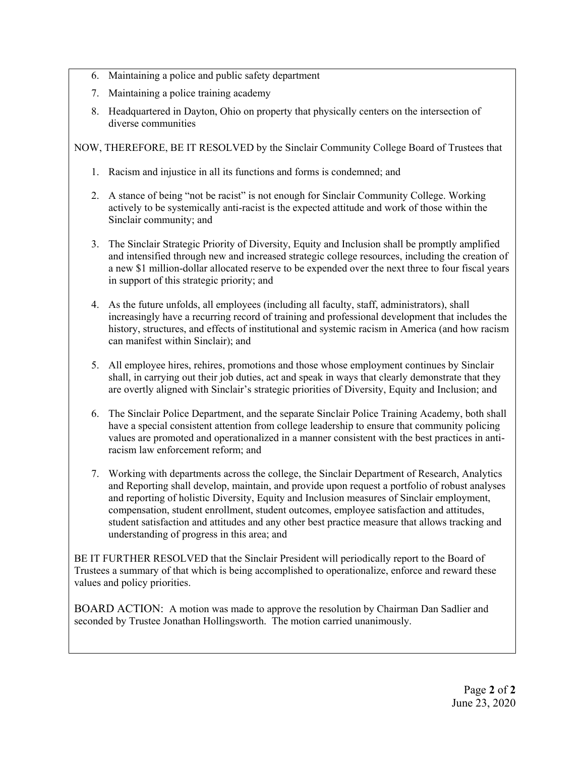6. Maintaining a police and public safety department
7. Maintaining a police training academy
8. Headquartered in Dayton, Ohio on property that physically centers on the intersection of diverse communities

NOW, THEREFORE, BE IT RESOLVED by the Sinclair Community College Board of Trustees that

1. Racism and injustice in all its functions and forms is condemned; and
2. A stance of being "not be racist" is not enough for Sinclair Community College. Working actively to be systemically anti-racist is the expected attitude and work of those within the Sinclair community; and
3. The Sinclair Strategic Priority of Diversity, Equity and Inclusion shall be promptly amplified and intensified through new and increased strategic college resources, including the creation of a new $1 million-dollar allocated reserve to be expended over the next three to four fiscal years in support of this strategic priority; and
4. As the future unfolds, all employees (including all faculty, staff, administrators), shall increasingly have a recurring record of training and professional development that includes the history, structures, and effects of institutional and systemic racism in America (and how racism can manifest within Sinclair); and
5. All employee hires, rehires, promotions and those whose employment continues by Sinclair shall, in carrying out their job duties, act and speak in ways that clearly demonstrate that they are overtly aligned with Sinclair's strategic priorities of Diversity, Equity and Inclusion; and
6. The Sinclair Police Department, and the separate Sinclair Police Training Academy, both shall have a special consistent attention from college leadership to ensure that community policing values are promoted and operationalized in a manner consistent with the best practices in anti-racism law enforcement reform; and
7. Working with departments across the college, the Sinclair Department of Research, Analytics and Reporting shall develop, maintain, and provide upon request a portfolio of robust analyses and reporting of holistic Diversity, Equity and Inclusion measures of Sinclair employment, compensation, student enrollment, student outcomes, employee satisfaction and attitudes, student satisfaction and attitudes and any other best practice measure that allows tracking and understanding of progress in this area; and

BE IT FURTHER RESOLVED that the Sinclair President will periodically report to the Board of Trustees a summary of that which is being accomplished to operationalize, enforce and reward these values and policy priorities.

BOARD ACTION: A motion was made to approve the resolution by Chairman Dan Sadlier and seconded by Trustee Jonathan Hollingsworth. The motion carried unanimously.

June 23, 2020